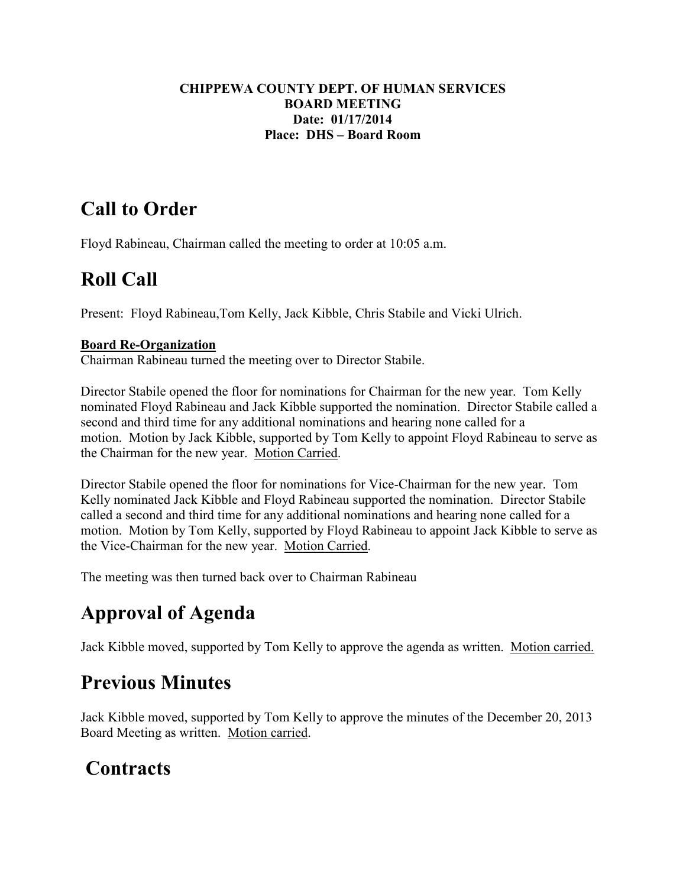**CHIPPEWA COUNTY DEPT. OF HUMAN SERVICES**
**BOARD MEETING**
**Date: 01/17/2014**
**Place: DHS – Board Room**

# Call to Order

Floyd Rabineau, Chairman called the meeting to order at 10:05 a.m.

# Roll Call

Present: Floyd Rabineau,Tom Kelly, Jack Kibble, Chris Stabile and Vicki Ulrich.

**Board Re-Organization**

Chairman Rabineau turned the meeting over to Director Stabile.

Director Stabile opened the floor for nominations for Chairman for the new year. Tom Kelly nominated Floyd Rabineau and Jack Kibble supported the nomination. Director Stabile called a second and third time for any additional nominations and hearing none called for a motion. Motion by Jack Kibble, supported by Tom Kelly to appoint Floyd Rabineau to serve as the Chairman for the new year. Motion Carried.

Director Stabile opened the floor for nominations for Vice-Chairman for the new year. Tom Kelly nominated Jack Kibble and Floyd Rabineau supported the nomination. Director Stabile called a second and third time for any additional nominations and hearing none called for a motion. Motion by Tom Kelly, supported by Floyd Rabineau to appoint Jack Kibble to serve as the Vice-Chairman for the new year. Motion Carried.

The meeting was then turned back over to Chairman Rabineau

# Approval of Agenda

Jack Kibble moved, supported by Tom Kelly to approve the agenda as written. Motion carried.

# Previous Minutes

Jack Kibble moved, supported by Tom Kelly to approve the minutes of the December 20, 2013 Board Meeting as written. Motion carried.

# Contracts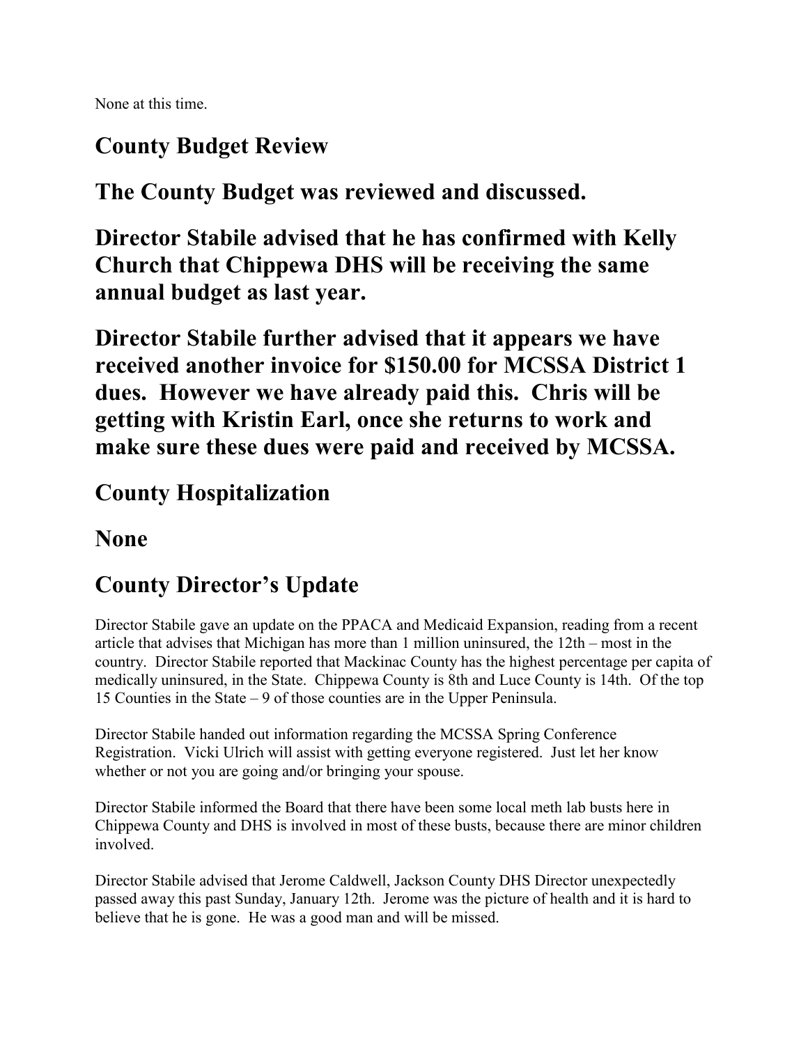None at this time.

## County Budget Review

**The County Budget was reviewed and discussed.**

**Director Stabile advised that he has confirmed with Kelly Church that Chippewa DHS will be receiving the same annual budget as last year.**

**Director Stabile further advised that it appears we have received another invoice for $150.00 for MCSSA District 1 dues. However we have already paid this. Chris will be getting with Kristin Earl, once she returns to work and make sure these dues were paid and received by MCSSA.**

## County Hospitalization

**None**

## County Director's Update

Director Stabile gave an update on the PPACA and Medicaid Expansion, reading from a recent article that advises that Michigan has more than 1 million uninsured, the 12th – most in the country. Director Stabile reported that Mackinac County has the highest percentage per capita of medically uninsured, in the State. Chippewa County is 8th and Luce County is 14th. Of the top 15 Counties in the State – 9 of those counties are in the Upper Peninsula.

Director Stabile handed out information regarding the MCSSA Spring Conference Registration. Vicki Ulrich will assist with getting everyone registered. Just let her know whether or not you are going and/or bringing your spouse.

Director Stabile informed the Board that there have been some local meth lab busts here in Chippewa County and DHS is involved in most of these busts, because there are minor children involved.

Director Stabile advised that Jerome Caldwell, Jackson County DHS Director unexpectedly passed away this past Sunday, January 12th. Jerome was the picture of health and it is hard to believe that he is gone. He was a good man and will be missed.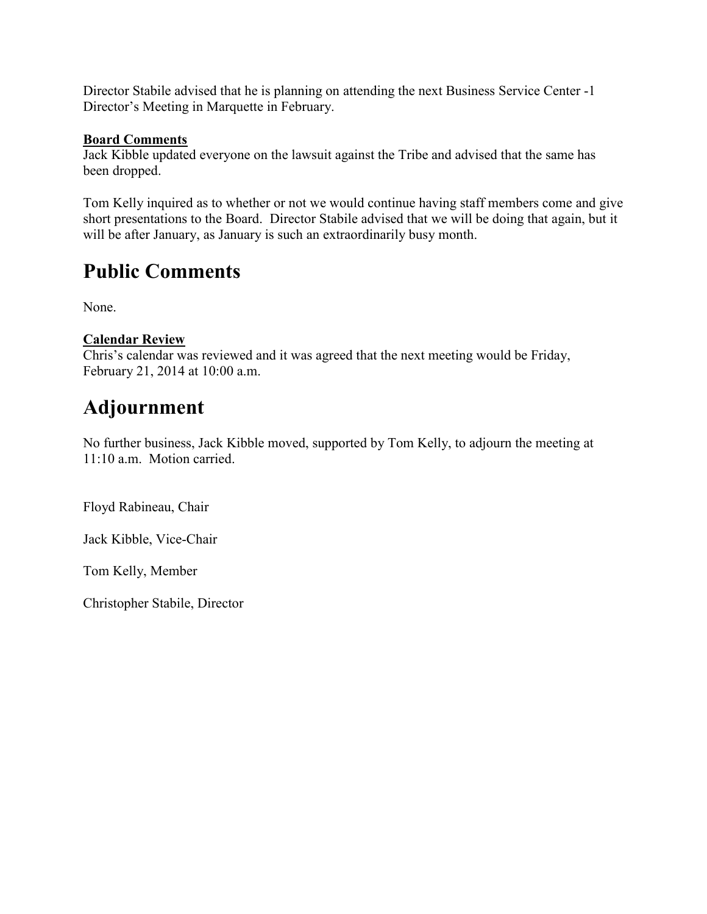Director Stabile advised that he is planning on attending the next Business Service Center -1 Director's Meeting in Marquette in February.

**Board Comments**

Jack Kibble updated everyone on the lawsuit against the Tribe and advised that the same has been dropped.

Tom Kelly inquired as to whether or not we would continue having staff members come and give short presentations to the Board. Director Stabile advised that we will be doing that again, but it will be after January, as January is such an extraordinarily busy month.

# Public Comments

None.

**Calendar Review**

Chris's calendar was reviewed and it was agreed that the next meeting would be Friday, February 21, 2014 at 10:00 a.m.

# Adjournment

No further business, Jack Kibble moved, supported by Tom Kelly, to adjourn the meeting at 11:10 a.m. Motion carried.

Floyd Rabineau, Chair

Jack Kibble, Vice-Chair

Tom Kelly, Member

Christopher Stabile, Director